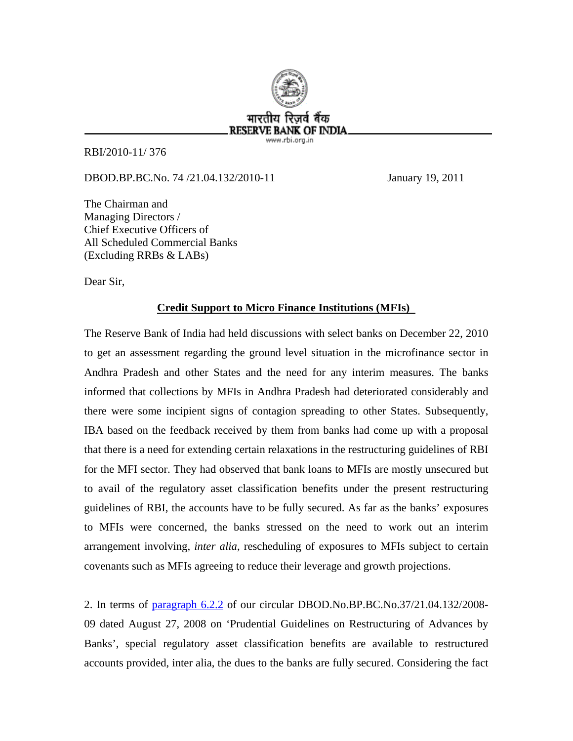भारतीय रिज़र्व बैंक
RESERVE BANK OF INDIA
www.rbi.org.in

RBI/2010-11/ 376

DBOD.BP.BC.No. 74 /21.04.132/2010-11 January 19, 2011

The Chairman and
Managing Directors /
Chief Executive Officers of
All Scheduled Commercial Banks
(Excluding RRBs & LABs)

Dear Sir,

**Credit Support to Micro Finance Institutions (MFIs)**

The Reserve Bank of India had held discussions with select banks on December 22, 2010 to get an assessment regarding the ground level situation in the microfinance sector in Andhra Pradesh and other States and the need for any interim measures. The banks informed that collections by MFIs in Andhra Pradesh had deteriorated considerably and there were some incipient signs of contagion spreading to other States. Subsequently, IBA based on the feedback received by them from banks had come up with a proposal that there is a need for extending certain relaxations in the restructuring guidelines of RBI for the MFI sector. They had observed that bank loans to MFIs are mostly unsecured but to avail of the regulatory asset classification benefits under the present restructuring guidelines of RBI, the accounts have to be fully secured. As far as the banks' exposures to MFIs were concerned, the banks stressed on the need to work out an interim arrangement involving, *inter alia*, rescheduling of exposures to MFIs subject to certain covenants such as MFIs agreeing to reduce their leverage and growth projections.

2. In terms of paragraph 6.2.2 of our circular DBOD.No.BP.BC.No.37/21.04.132/2008-09 dated August 27, 2008 on 'Prudential Guidelines on Restructuring of Advances by Banks', special regulatory asset classification benefits are available to restructured accounts provided, inter alia, the dues to the banks are fully secured. Considering the fact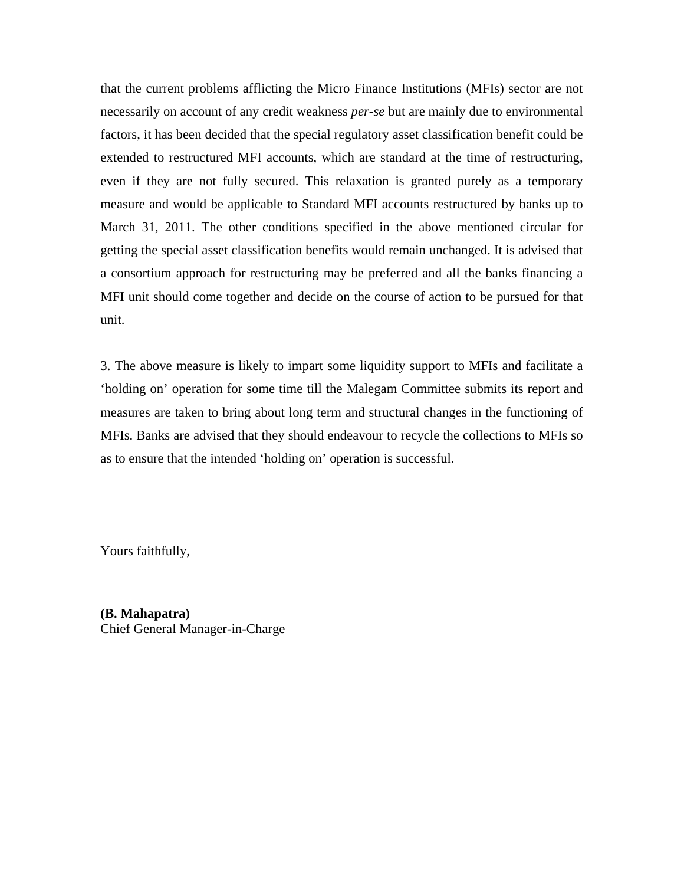that the current problems afflicting the Micro Finance Institutions (MFIs) sector are not necessarily on account of any credit weakness *per-se* but are mainly due to environmental factors, it has been decided that the special regulatory asset classification benefit could be extended to restructured MFI accounts, which are standard at the time of restructuring, even if they are not fully secured. This relaxation is granted purely as a temporary measure and would be applicable to Standard MFI accounts restructured by banks up to March 31, 2011. The other conditions specified in the above mentioned circular for getting the special asset classification benefits would remain unchanged. It is advised that a consortium approach for restructuring may be preferred and all the banks financing a MFI unit should come together and decide on the course of action to be pursued for that unit.

3. The above measure is likely to impart some liquidity support to MFIs and facilitate a 'holding on' operation for some time till the Malegam Committee submits its report and measures are taken to bring about long term and structural changes in the functioning of MFIs. Banks are advised that they should endeavour to recycle the collections to MFIs so as to ensure that the intended 'holding on' operation is successful.

Yours faithfully,

**(B. Mahapatra)**
Chief General Manager-in-Charge